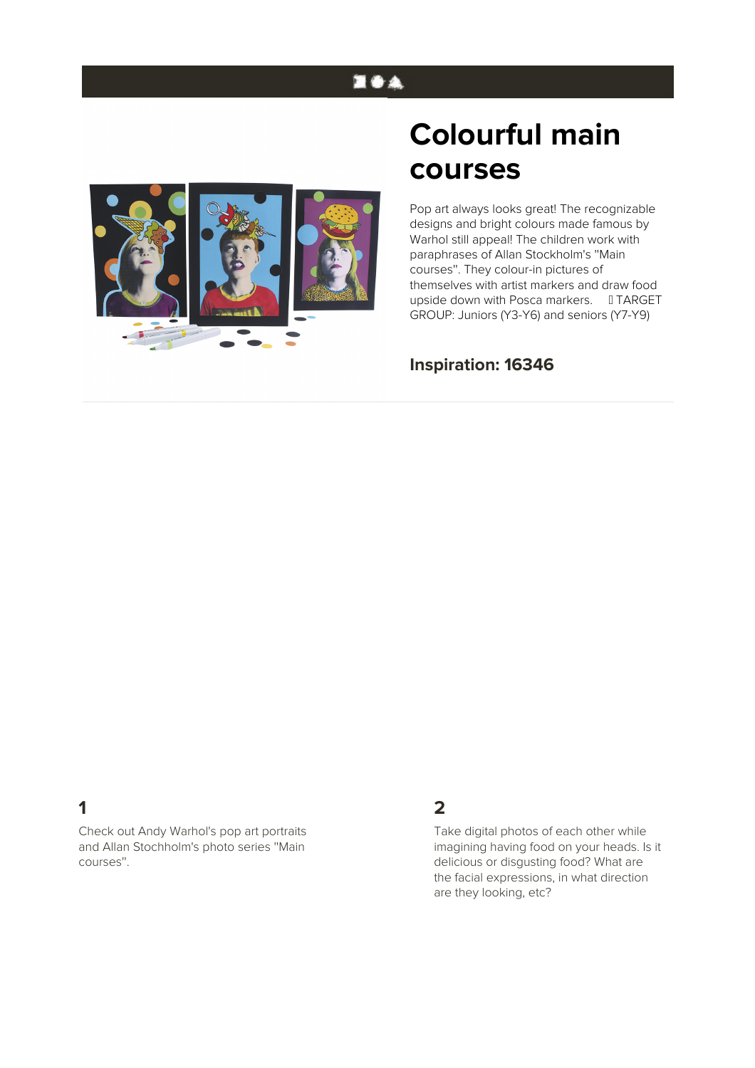# Colourful main courses

Pop art always looks great! The recognizable designs and bright colours made famous by Warhol still appeal! The children work with paraphrases of Allan Stockholm's "Main courses". They colour-in pictures of themselves with artist markers and draw food upside down with Posca markers.  TARGET GROUP: Juniors (Y3-Y6) and seniors (Y7-Y9)

### Inspiration: 16346

## 1

Check out Andy Warhol's pop art portraits and Allan Stochholm's photo series "Main courses".

## 2

Take digital photos of each other while imagining having food on your heads. Is it delicious or disgusting food? What are the facial expressions, in what direction are they looking, etc?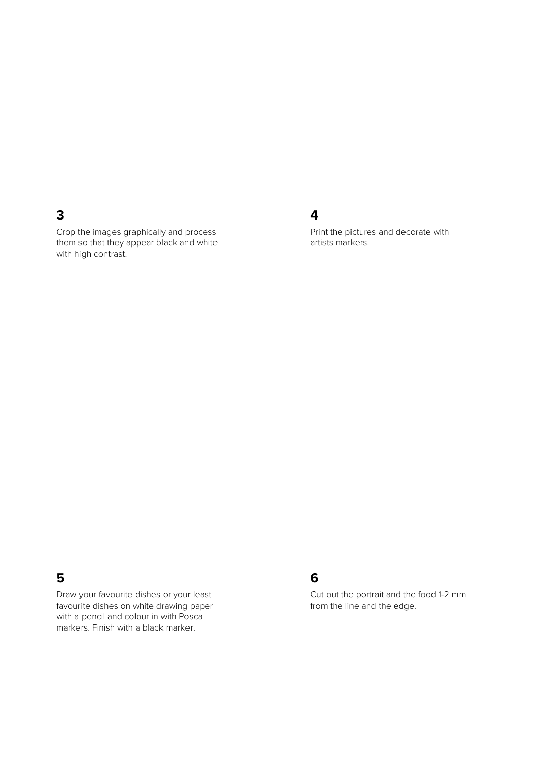**3**

Crop the images graphically and process them so that they appear black and white with high contrast.

**4**

Print the pictures and decorate with artists markers.

**5**

Draw your favourite dishes or your least favourite dishes on white drawing paper with a pencil and colour in with Posca markers. Finish with a black marker.

**6**

Cut out the portrait and the food 1-2 mm from the line and the edge.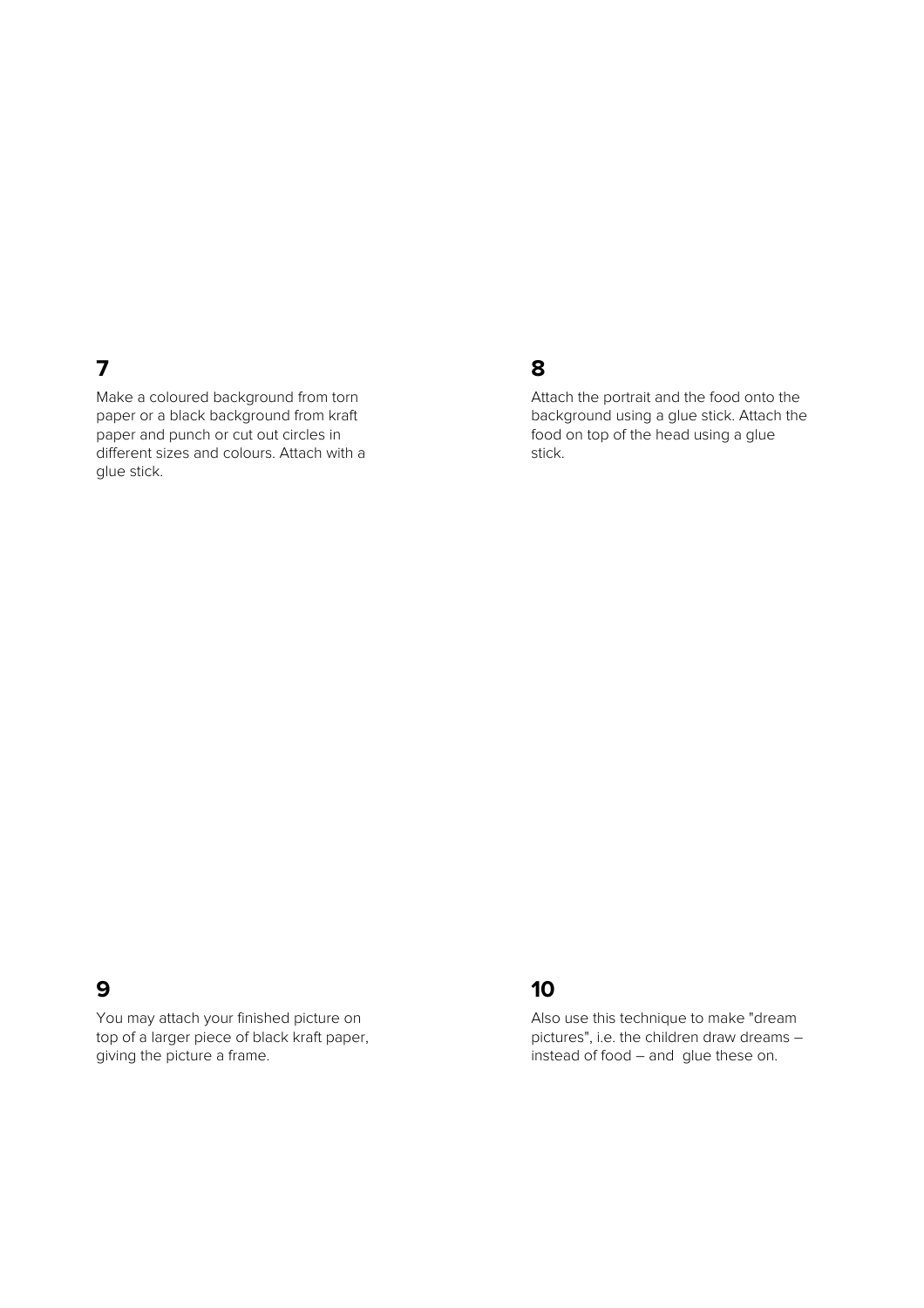## 7

Make a coloured background from torn paper or a black background from kraft paper and punch or cut out circles in different sizes and colours. Attach with a glue stick.

## 8

Attach the portrait and the food onto the background using a glue stick. Attach the food on top of the head using a glue stick.

## 9

You may attach your finished picture on top of a larger piece of black kraft paper, giving the picture a frame.

## 10

Also use this technique to make "dream pictures", i.e. the children draw dreams – instead of food – and glue these on.